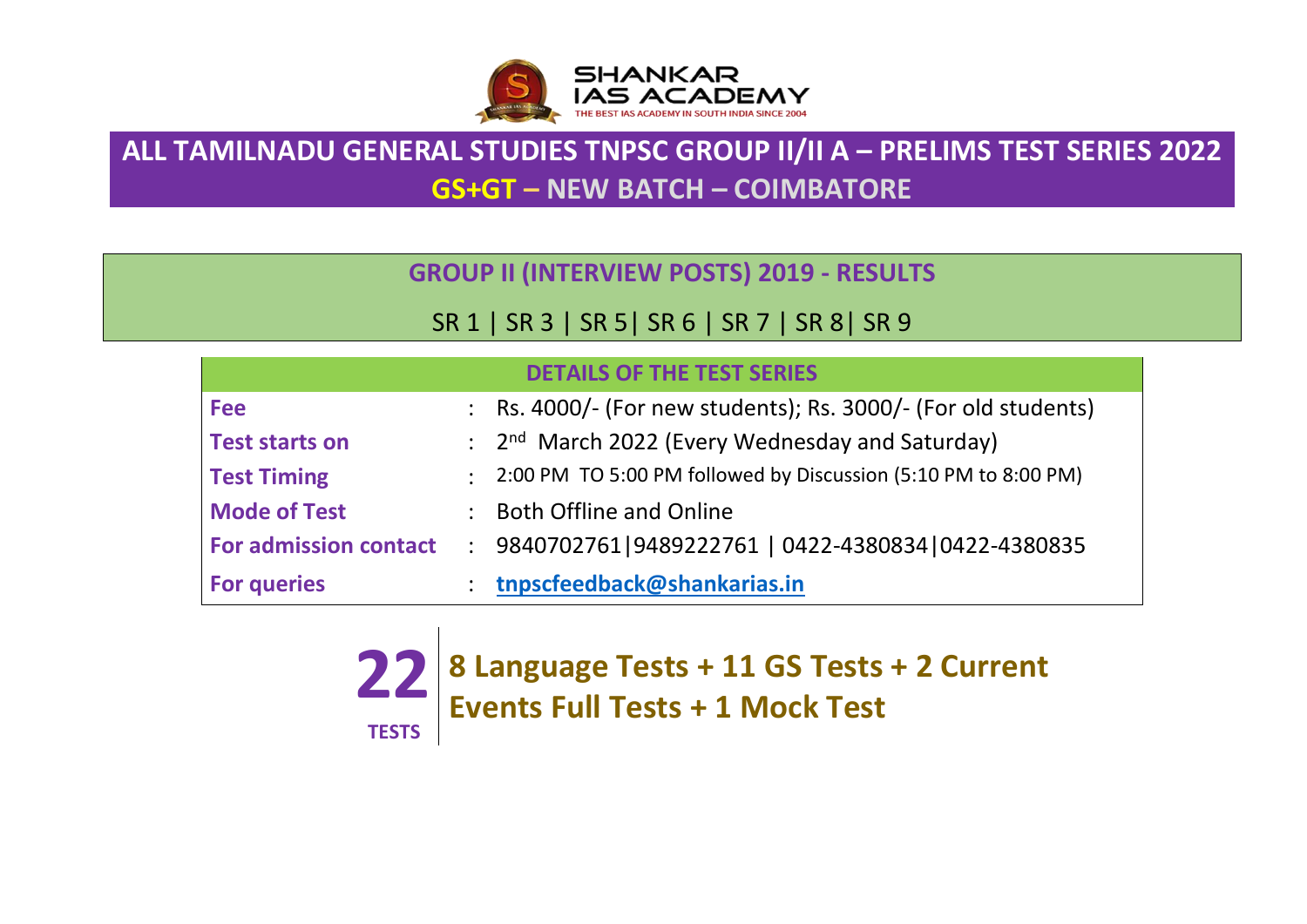SHANKAR IAS ACADEMY

THE BEST IAS ACADEMY IN SOUTH INDIA SINCE 2004

# ALL TAMILNADU GENERAL STUDIES TNPSC GROUP II/II A – PRELIMS TEST SERIES 2022

## GS+GT – NEW BATCH – COIMBATORE

### GROUP II (INTERVIEW POSTS) 2019 - RESULTS

SR 1 | SR 3 | SR 5| SR 6 | SR 7 | SR 8| SR 9

| DETAILS OF THE TEST SERIES | | |
|---|---|---|
| **Fee** | : | Rs. 4000/- (For new students); Rs. 3000/- (For old students) |
| **Test starts on** | : | 2nd March 2022 (Every Wednesday and Saturday) |
| **Test Timing** | : | 2:00 PM TO 5:00 PM followed by Discussion (5:10 PM to 8:00 PM) |
| **Mode of Test** | : | Both Offline and Online |
| **For admission contact** | : | 9840702761\|9489222761 \| 0422-4380834\|0422-4380835 |
| **For queries** | : | tnpscfeedback@shankarias.in |

**22 TESTS** | **8 Language Tests + 11 GS Tests + 2 Current Events Full Tests + 1 Mock Test**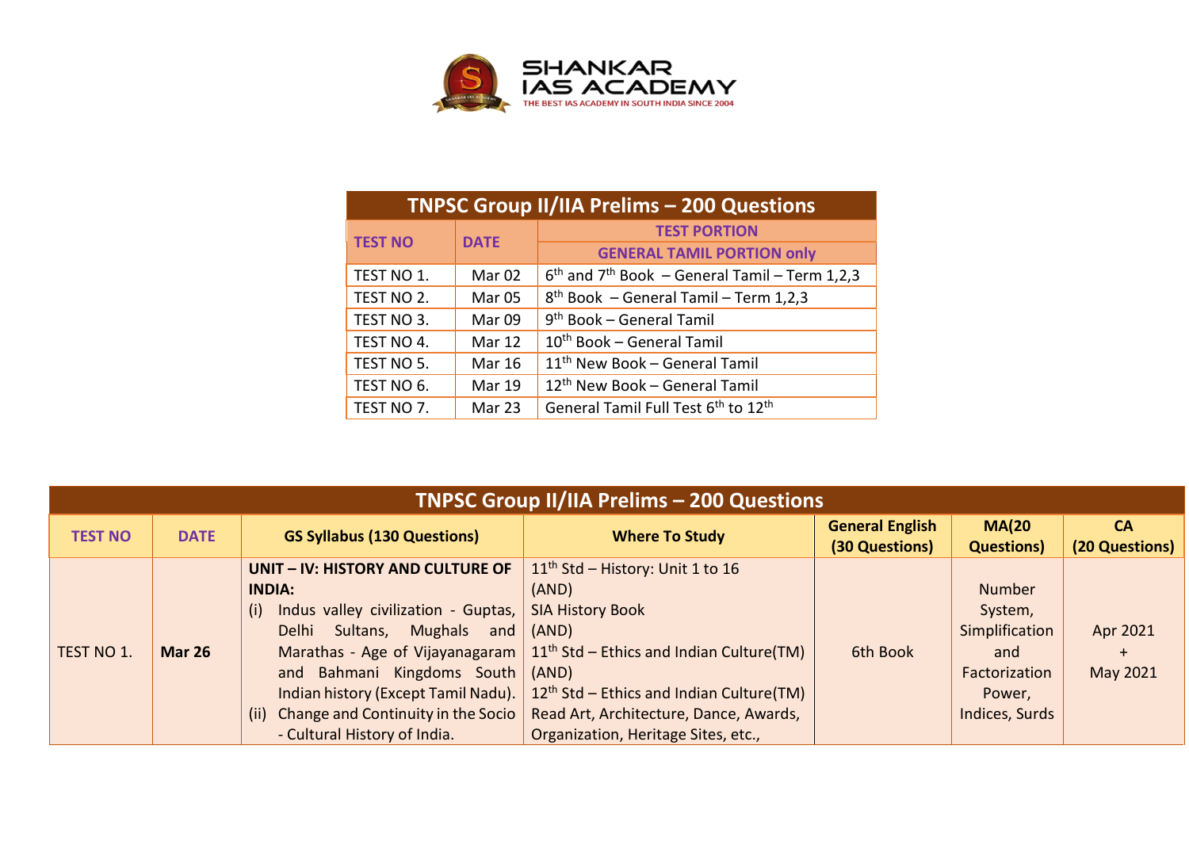SHANKAR IAS ACADEMY

THE BEST IAS ACADEMY IN SOUTH INDIA SINCE 2004

| TNPSC Group II/IIA Prelims – 200 Questions | | |
|---|---|---|
| **TEST NO** | **DATE** | **TEST PORTION** |
| | | **GENERAL TAMIL PORTION only** |
| TEST NO 1. | Mar 02 | 6th and 7th Book – General Tamil – Term 1,2,3 |
| TEST NO 2. | Mar 05 | 8th Book – General Tamil – Term 1,2,3 |
| TEST NO 3. | Mar 09 | 9th Book – General Tamil |
| TEST NO 4. | Mar 12 | 10th Book – General Tamil |
| TEST NO 5. | Mar 16 | 11th New Book – General Tamil |
| TEST NO 6. | Mar 19 | 12th New Book – General Tamil |
| TEST NO 7. | Mar 23 | General Tamil Full Test 6th to 12th |

| TNPSC Group II/IIA Prelims – 200 Questions | | | | | | |
|---|---|---|---|---|---|---|
| **TEST NO** | **DATE** | **GS Syllabus (130 Questions)** | **Where To Study** | **General English (30 Questions)** | **MA(20 Questions)** | **CA (20 Questions)** |
| TEST NO 1. | **Mar 26** | **UNIT – IV: HISTORY AND CULTURE OF INDIA:** (i) Indus valley civilization - Guptas, Delhi Sultans, Mughals and Marathas - Age of Vijayanagaram and Bahmani Kingdoms South Indian history (Except Tamil Nadu). (ii) Change and Continuity in the Socio - Cultural History of India. | 11th Std – History: Unit 1 to 16 (AND) SIA History Book (AND) 11th Std – Ethics and Indian Culture(TM) (AND) 12th Std – Ethics and Indian Culture(TM) Read Art, Architecture, Dance, Awards, Organization, Heritage Sites, etc., | 6th Book | Number System, Simplification and Factorization Power, Indices, Surds | Apr 2021 + May 2021 |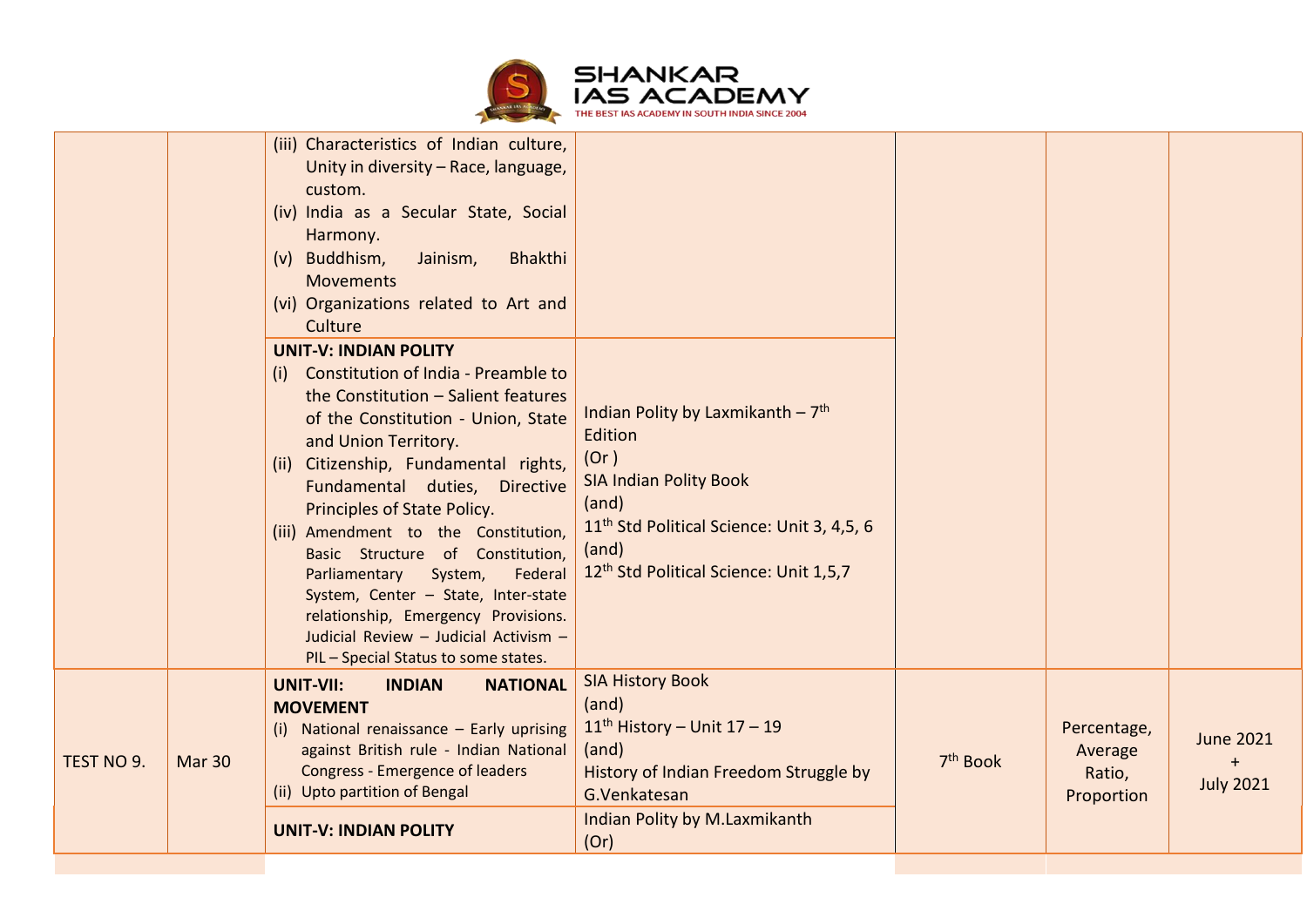| | | | | | | |
|---|---|---|---|---|---|---|
| | | (iii) Characteristics of Indian culture, Unity in diversity – Race, language, custom.<br>(iv) India as a Secular State, Social Harmony.<br>(v) Buddhism, Jainism, Bhakthi Movements<br>(vi) Organizations related to Art and Culture | | | | |
| | | **UNIT-V: INDIAN POLITY**<br>(i) Constitution of India - Preamble to the Constitution – Salient features of the Constitution - Union, State and Union Territory.<br>(ii) Citizenship, Fundamental rights, Fundamental duties, Directive Principles of State Policy.<br>(iii) Amendment to the Constitution, Basic Structure of Constitution, Parliamentary System, Federal System, Center – State, Inter-state relationship, Emergency Provisions. Judicial Review – Judicial Activism – PIL – Special Status to some states. | Indian Polity by Laxmikanth – 7th Edition<br>(Or )<br>SIA Indian Polity Book<br>(and)<br>11th Std Political Science: Unit 3, 4,5, 6<br>(and)<br>12th Std Political Science: Unit 1,5,7 | | | |
| TEST NO 9. | Mar 30 | **UNIT-VII: INDIAN NATIONAL MOVEMENT**<br>(i) National renaissance – Early uprising against British rule - Indian National Congress - Emergence of leaders<br>(ii) Upto partition of Bengal | SIA History Book<br>(and)<br>11th History – Unit 17 – 19<br>(and)<br>History of Indian Freedom Struggle by G.Venkatesan | 7th Book | Percentage, Average Ratio, Proportion | June 2021 + July 2021 |
| | | **UNIT-V: INDIAN POLITY** | Indian Polity by M.Laxmikanth<br>(Or) | | | |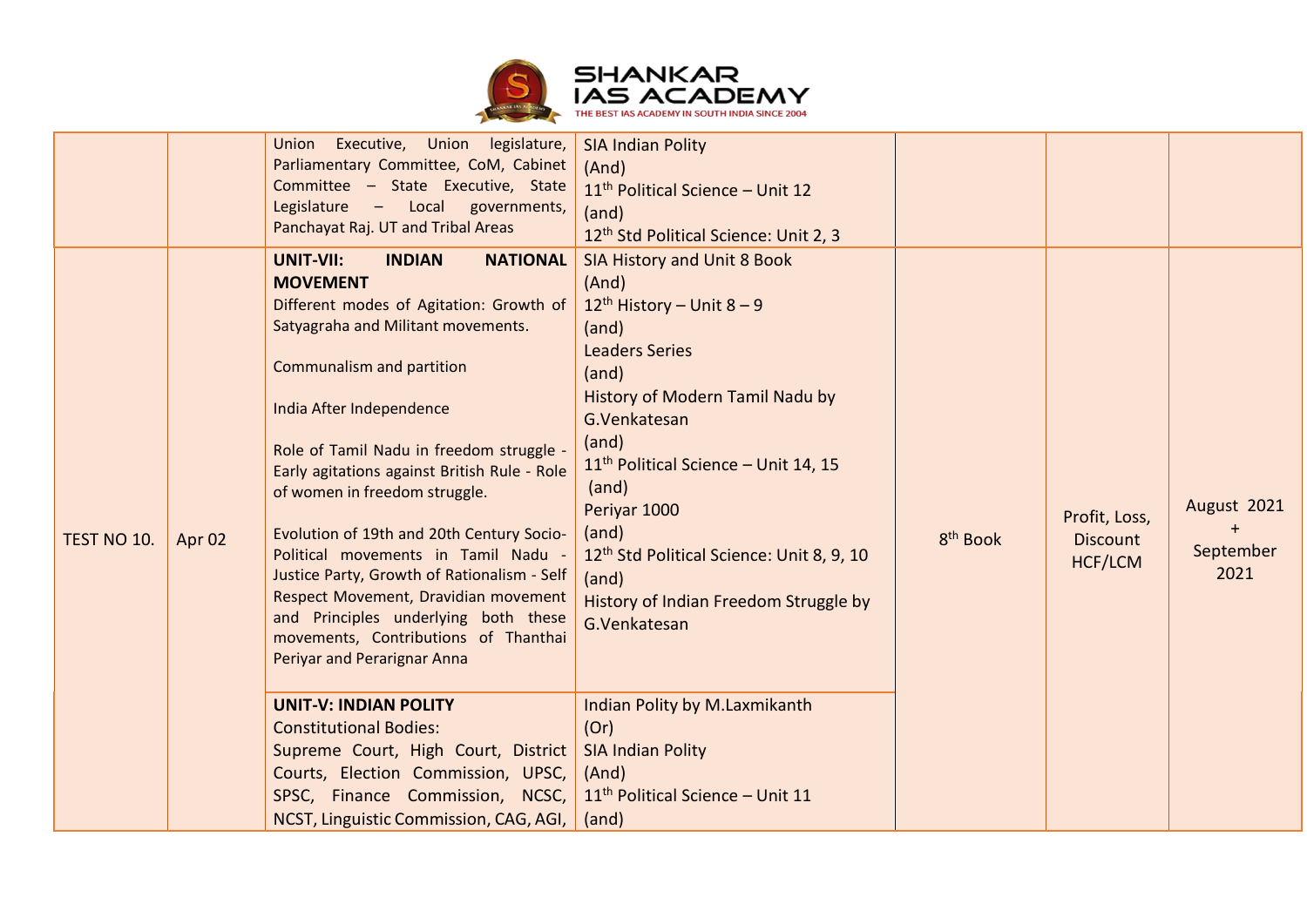| | | | | | | |
|---|---|---|---|---|---|---|
| | | Union Executive, Union legislature, Parliamentary Committee, CoM, Cabinet Committee – State Executive, State Legislature – Local governments, Panchayat Raj. UT and Tribal Areas | SIA Indian Polity<br>(And)<br>11th Political Science – Unit 12<br>(and)<br>12th Std Political Science: Unit 2, 3 | | | |
| TEST NO 10. | Apr 02 | **UNIT-VII: INDIAN NATIONAL MOVEMENT**<br>Different modes of Agitation: Growth of Satyagraha and Militant movements.<br><br>Communalism and partition<br><br>India After Independence<br><br>Role of Tamil Nadu in freedom struggle - Early agitations against British Rule - Role of women in freedom struggle.<br><br>Evolution of 19th and 20th Century Socio-Political movements in Tamil Nadu - Justice Party, Growth of Rationalism - Self Respect Movement, Dravidian movement and Principles underlying both these movements, Contributions of Thanthai Periyar and Perarignar Anna | SIA History and Unit 8 Book<br>(And)<br>12th History – Unit 8 – 9<br>(and)<br>Leaders Series<br>(and)<br>History of Modern Tamil Nadu by G.Venkatesan<br>(and)<br>11th Political Science – Unit 14, 15<br>(and)<br>Periyar 1000<br>(and)<br>12th Std Political Science: Unit 8, 9, 10<br>(and)<br>History of Indian Freedom Struggle by G.Venkatesan | 8th Book | Profit, Loss, Discount HCF/LCM | August 2021 + September 2021 |
| | | **UNIT-V: INDIAN POLITY**<br>Constitutional Bodies:<br>Supreme Court, High Court, District Courts, Election Commission, UPSC, SPSC, Finance Commission, NCSC, NCST, Linguistic Commission, CAG, AGI, | Indian Polity by M.Laxmikanth<br>(Or)<br>SIA Indian Polity<br>(And)<br>11th Political Science – Unit 11<br>(and) | | | |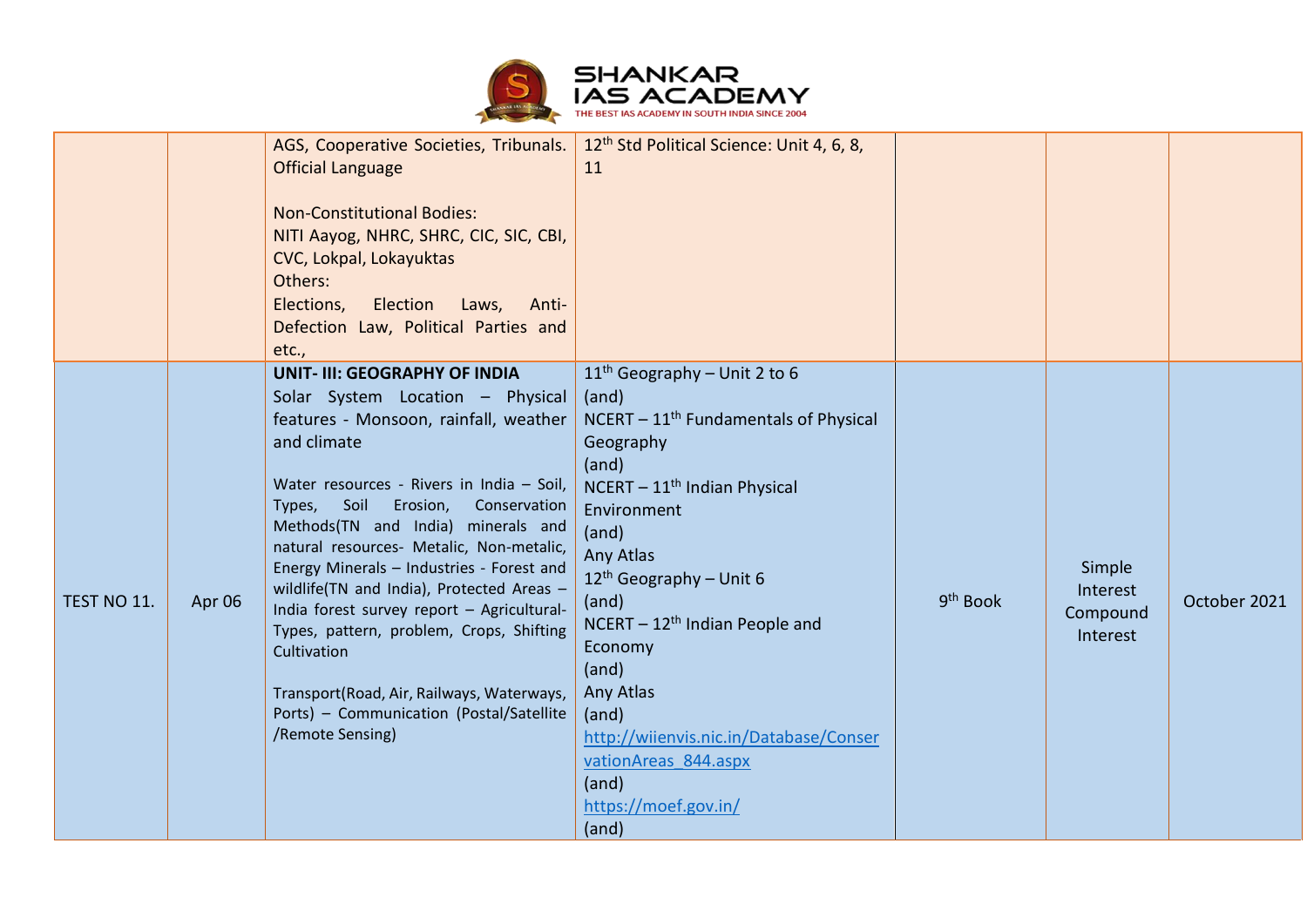| | | | | | | |
|---|---|---|---|---|---|---|
| | | AGS, Cooperative Societies, Tribunals. Official Language<br><br>Non-Constitutional Bodies:<br>NITI Aayog, NHRC, SHRC, CIC, SIC, CBI, CVC, Lokpal, Lokayuktas<br>Others:<br>Elections, Election Laws, Anti-Defection Law, Political Parties and etc., | 12th Std Political Science: Unit 4, 6, 8, 11 | | | |
| TEST NO 11. | Apr 06 | **UNIT- III: GEOGRAPHY OF INDIA**<br>Solar System Location – Physical features - Monsoon, rainfall, weather and climate<br><br>Water resources - Rivers in India – Soil, Types, Soil Erosion, Conservation Methods(TN and India) minerals and natural resources- Metalic, Non-metalic, Energy Minerals – Industries - Forest and wildlife(TN and India), Protected Areas – India forest survey report – Agricultural-Types, pattern, problem, Crops, Shifting Cultivation<br><br>Transport(Road, Air, Railways, Waterways, Ports) – Communication (Postal/Satellite /Remote Sensing) | 11th Geography – Unit 2 to 6<br>(and)<br>NCERT – 11th Fundamentals of Physical Geography<br>(and)<br>NCERT – 11th Indian Physical Environment<br>(and)<br>Any Atlas<br>12th Geography – Unit 6<br>(and)<br>NCERT – 12th Indian People and Economy<br>(and)<br>Any Atlas<br>(and)<br>http://wiienvis.nic.in/Database/ConservationAreas_844.aspx<br>(and)<br>https://moef.gov.in/<br>(and) | 9th Book | Simple Interest Compound Interest | October 2021 |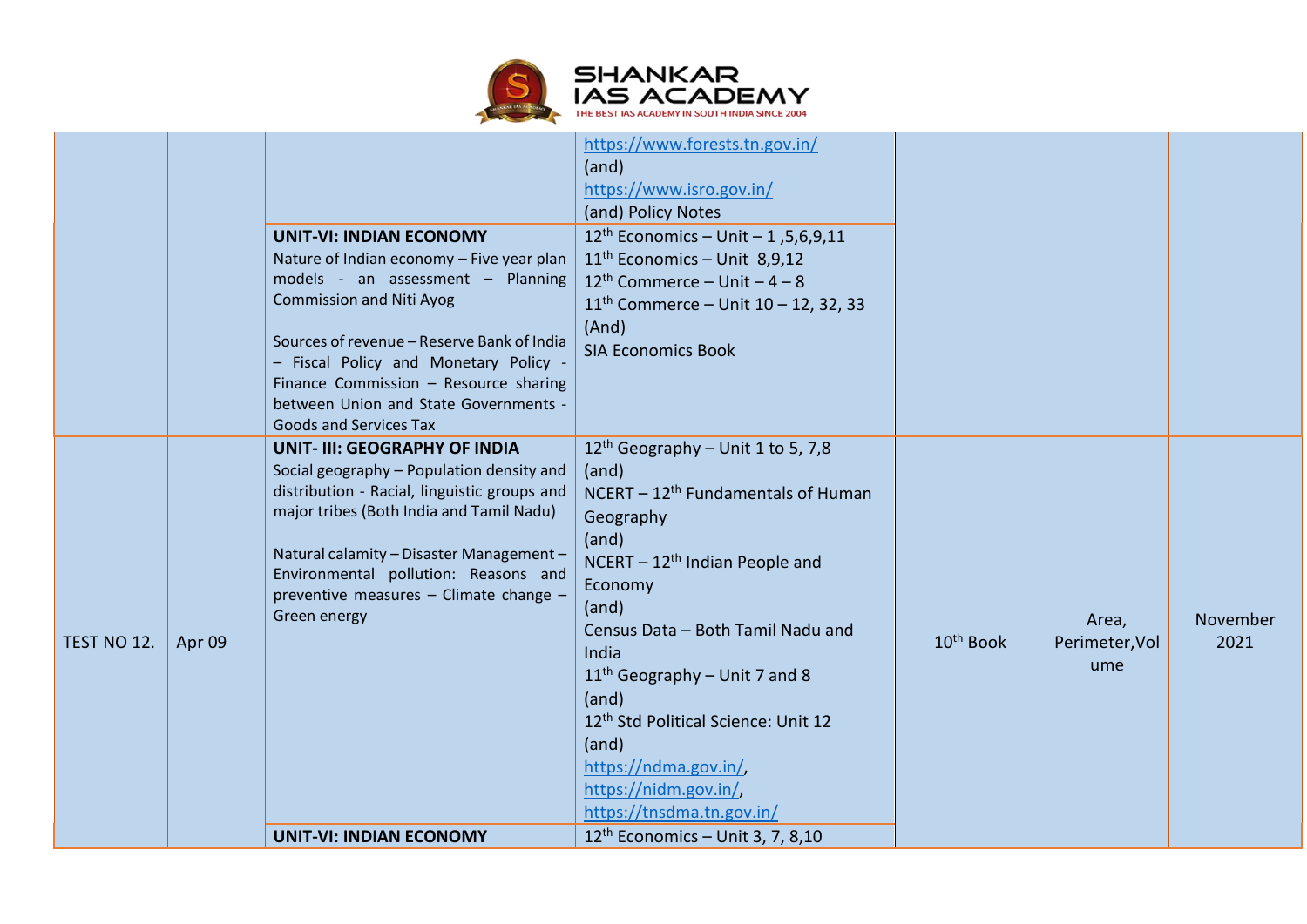| | | | | | | |
|---|---|---|---|---|---|---|
| | | | https://www.forests.tn.gov.in/ (and) https://www.isro.gov.in/ (and) Policy Notes | | | |
| | | **UNIT-VI: INDIAN ECONOMY** Nature of Indian economy – Five year plan models - an assessment – Planning Commission and Niti Ayog<br><br>Sources of revenue – Reserve Bank of India – Fiscal Policy and Monetary Policy - Finance Commission – Resource sharing between Union and State Governments - Goods and Services Tax | 12th Economics – Unit – 1 ,5,6,9,11<br>11th Economics – Unit 8,9,12<br>12th Commerce – Unit – 4 – 8<br>11th Commerce – Unit 10 – 12, 32, 33<br>(And)<br>SIA Economics Book | | | |
| TEST NO 12. | Apr 09 | **UNIT- III: GEOGRAPHY OF INDIA** Social geography – Population density and distribution - Racial, linguistic groups and major tribes (Both India and Tamil Nadu)<br><br>Natural calamity – Disaster Management – Environmental pollution: Reasons and preventive measures – Climate change – Green energy | 12th Geography – Unit 1 to 5, 7,8<br>(and)<br>NCERT – 12th Fundamentals of Human Geography<br>(and)<br>NCERT – 12th Indian People and Economy<br>(and)<br>Census Data – Both Tamil Nadu and India<br>11th Geography – Unit 7 and 8<br>(and)<br>12th Std Political Science: Unit 12<br>(and)<br>https://ndma.gov.in/, https://nidm.gov.in/, https://tnsdma.tn.gov.in/ | 10th Book | Area, Perimeter,Volume | November 2021 |
| | | **UNIT-VI: INDIAN ECONOMY** | 12th Economics – Unit 3, 7, 8,10 | | | |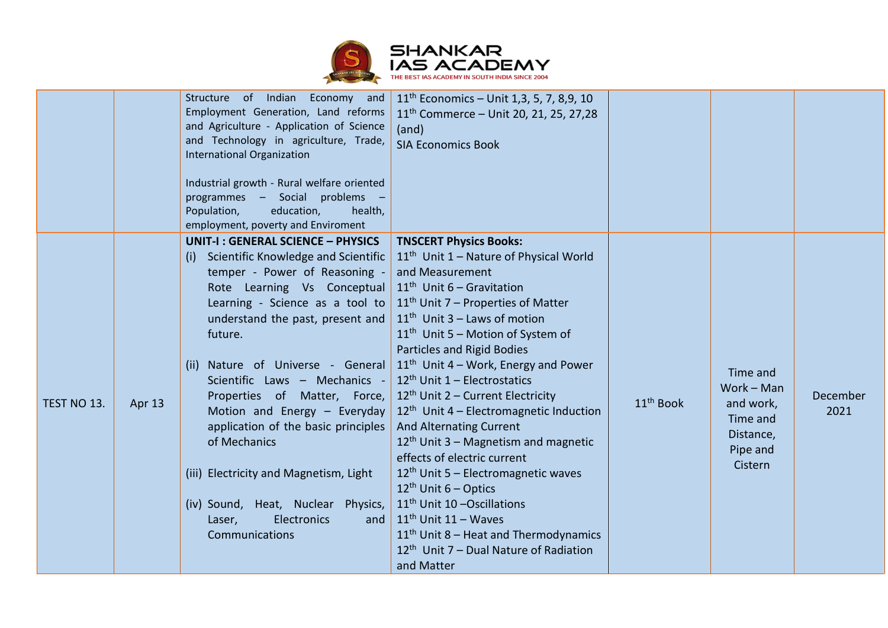| | | | | | | |
|---|---|---|---|---|---|---|
| | | Structure of Indian Economy and Employment Generation, Land reforms and Agriculture - Application of Science and Technology in agriculture, Trade, International Organization<br><br>Industrial growth - Rural welfare oriented programmes – Social problems – Population, education, health, employment, poverty and Enviroment | 11th Economics – Unit 1,3, 5, 7, 8,9, 10<br>11th Commerce – Unit 20, 21, 25, 27,28<br>(and)<br>SIA Economics Book | | | |
| TEST NO 13. | Apr 13 | **UNIT-I : GENERAL SCIENCE – PHYSICS**<br>(i) Scientific Knowledge and Scientific temper - Power of Reasoning - Rote Learning Vs Conceptual Learning - Science as a tool to understand the past, present and future.<br><br>(ii) Nature of Universe - General Scientific Laws – Mechanics - Properties of Matter, Force, Motion and Energy – Everyday application of the basic principles of Mechanics<br><br>(iii) Electricity and Magnetism, Light<br><br>(iv) Sound, Heat, Nuclear Physics, Laser, Electronics and Communications | **TNSCERT Physics Books:**<br>11th Unit 1 – Nature of Physical World and Measurement<br>11th Unit 6 – Gravitation<br>11th Unit 7 – Properties of Matter<br>11th Unit 3 – Laws of motion<br>11th Unit 5 – Motion of System of Particles and Rigid Bodies<br>11th Unit 4 – Work, Energy and Power<br>12th Unit 1 – Electrostatics<br>12th Unit 2 – Current Electricity<br>12th Unit 4 – Electromagnetic Induction And Alternating Current<br>12th Unit 3 – Magnetism and magnetic effects of electric current<br>12th Unit 5 – Electromagnetic waves<br>12th Unit 6 – Optics<br>11th Unit 10 –Oscillations<br>11th Unit 11 – Waves<br>11th Unit 8 – Heat and Thermodynamics<br>12th Unit 7 – Dual Nature of Radiation and Matter | 11th Book | Time and Work – Man and work, Time and Distance, Pipe and Cistern | December 2021 |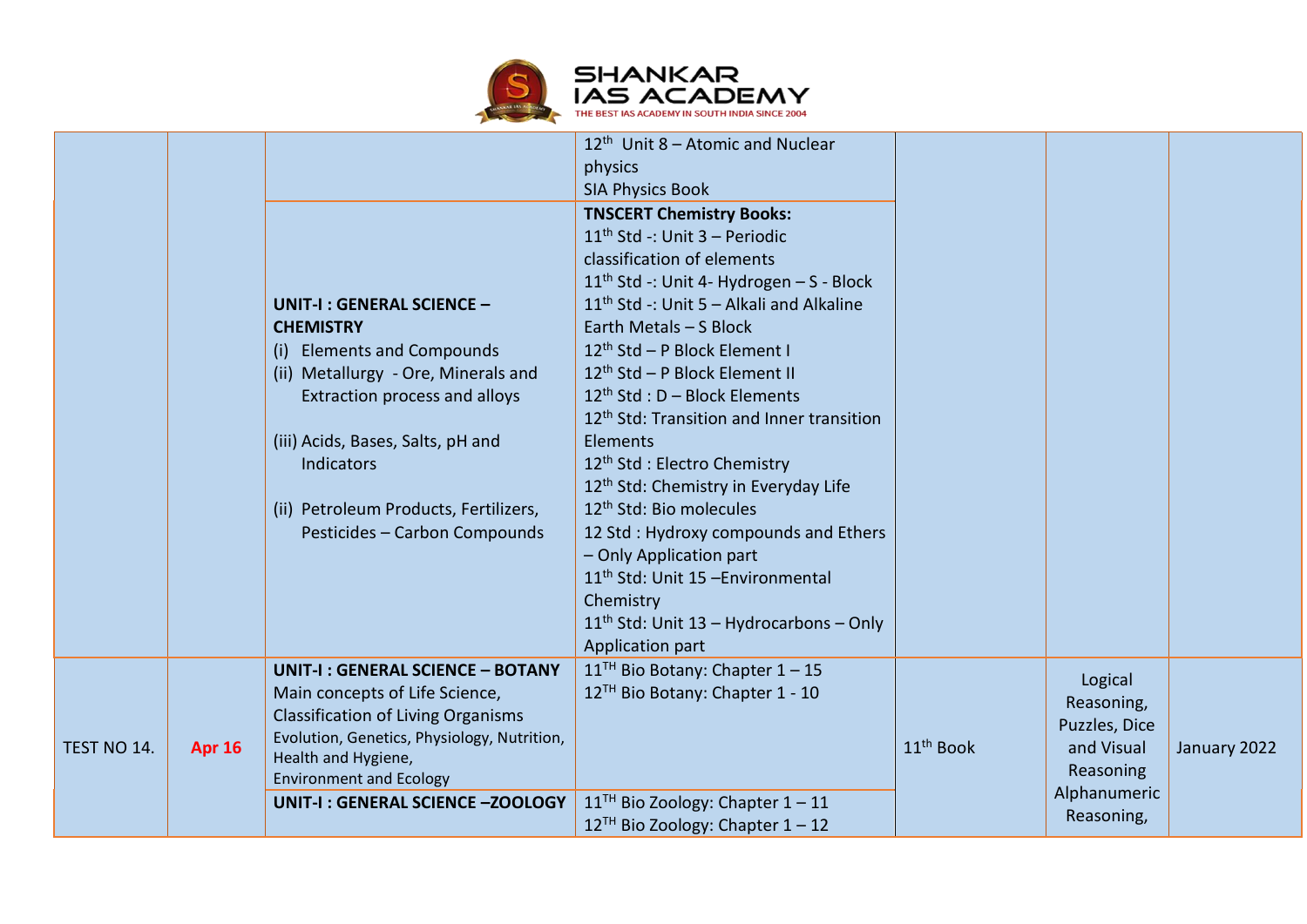| | | | | | | |
|---|---|---|---|---|---|---|
| | | | 12th Unit 8 – Atomic and Nuclear physics<br>SIA Physics Book | | | |
| | | **UNIT-I : GENERAL SCIENCE – CHEMISTRY**<br>(i) Elements and Compounds<br>(ii) Metallurgy - Ore, Minerals and Extraction process and alloys<br>(iii) Acids, Bases, Salts, pH and Indicators<br>(ii) Petroleum Products, Fertilizers, Pesticides – Carbon Compounds | **TNSCERT Chemistry Books:**<br>11th Std -: Unit 3 – Periodic classification of elements<br>11th Std -: Unit 4- Hydrogen – S - Block<br>11th Std -: Unit 5 – Alkali and Alkaline Earth Metals – S Block<br>12th Std – P Block Element I<br>12th Std – P Block Element II<br>12th Std : D – Block Elements<br>12th Std: Transition and Inner transition Elements<br>12th Std : Electro Chemistry<br>12th Std: Chemistry in Everyday Life<br>12th Std: Bio molecules<br>12 Std : Hydroxy compounds and Ethers – Only Application part<br>11th Std: Unit 15 –Environmental Chemistry<br>11th Std: Unit 13 – Hydrocarbons – Only Application part | | | |
| TEST NO 14. | Apr 16 | **UNIT-I : GENERAL SCIENCE – BOTANY**<br>Main concepts of Life Science, Classification of Living Organisms<br>Evolution, Genetics, Physiology, Nutrition, Health and Hygiene,<br>Environment and Ecology | 11TH Bio Botany: Chapter 1 – 15<br>12TH Bio Botany: Chapter 1 - 10 | 11th Book | Logical Reasoning, Puzzles, Dice and Visual Reasoning Alphanumeric Reasoning, | January 2022 |
| | | **UNIT-I : GENERAL SCIENCE –ZOOLOGY** | 11TH Bio Zoology: Chapter 1 – 11<br>12TH Bio Zoology: Chapter 1 – 12 | | | |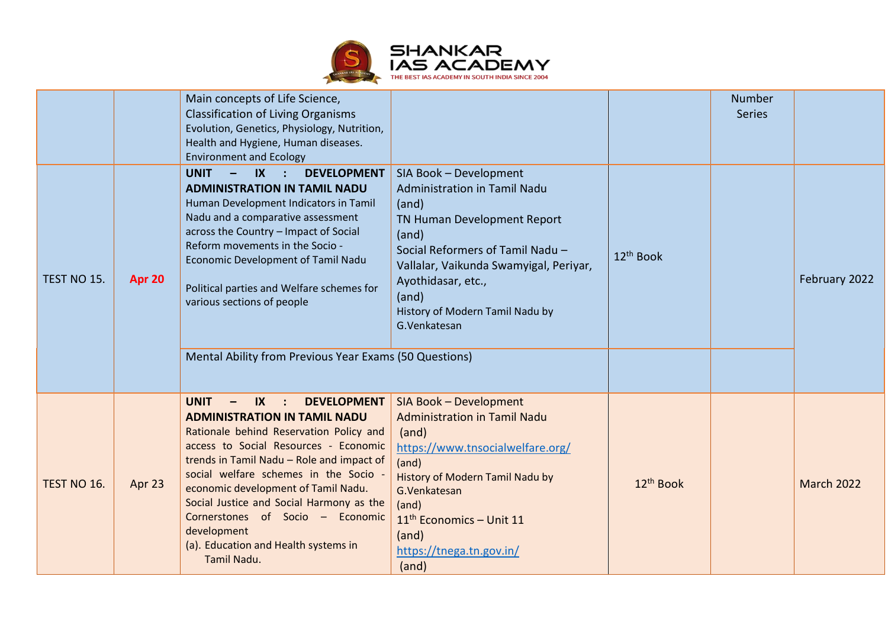| | | | | | | |
|---|---|---|---|---|---|---|
| | | Main concepts of Life Science, Classification of Living Organisms Evolution, Genetics, Physiology, Nutrition, Health and Hygiene, Human diseases. Environment and Ecology | | | Number Series | |
| TEST NO 15. | **Apr 20** | **UNIT – IX : DEVELOPMENT ADMINISTRATION IN TAMIL NADU** Human Development Indicators in Tamil Nadu and a comparative assessment across the Country – Impact of Social Reform movements in the Socio - Economic Development of Tamil Nadu<br><br>Political parties and Welfare schemes for various sections of people | SIA Book – Development Administration in Tamil Nadu (and) TN Human Development Report (and) Social Reformers of Tamil Nadu – Vallalar, Vaikunda Swamyigal, Periyar, Ayothidasar, etc., (and) History of Modern Tamil Nadu by G.Venkatesan | 12th Book | | February 2022 |
| | | Mental Ability from Previous Year Exams (50 Questions) | | | | |
| TEST NO 16. | Apr 23 | **UNIT – IX : DEVELOPMENT ADMINISTRATION IN TAMIL NADU** Rationale behind Reservation Policy and access to Social Resources - Economic trends in Tamil Nadu – Role and impact of social welfare schemes in the Socio - economic development of Tamil Nadu. Social Justice and Social Harmony as the Cornerstones of Socio – Economic development<br>(a). Education and Health systems in Tamil Nadu. | SIA Book – Development Administration in Tamil Nadu (and) https://www.tnsocialwelfare.org/ (and) History of Modern Tamil Nadu by G.Venkatesan (and) 11th Economics – Unit 11 (and) https://tnega.tn.gov.in/ (and) | 12th Book | | March 2022 |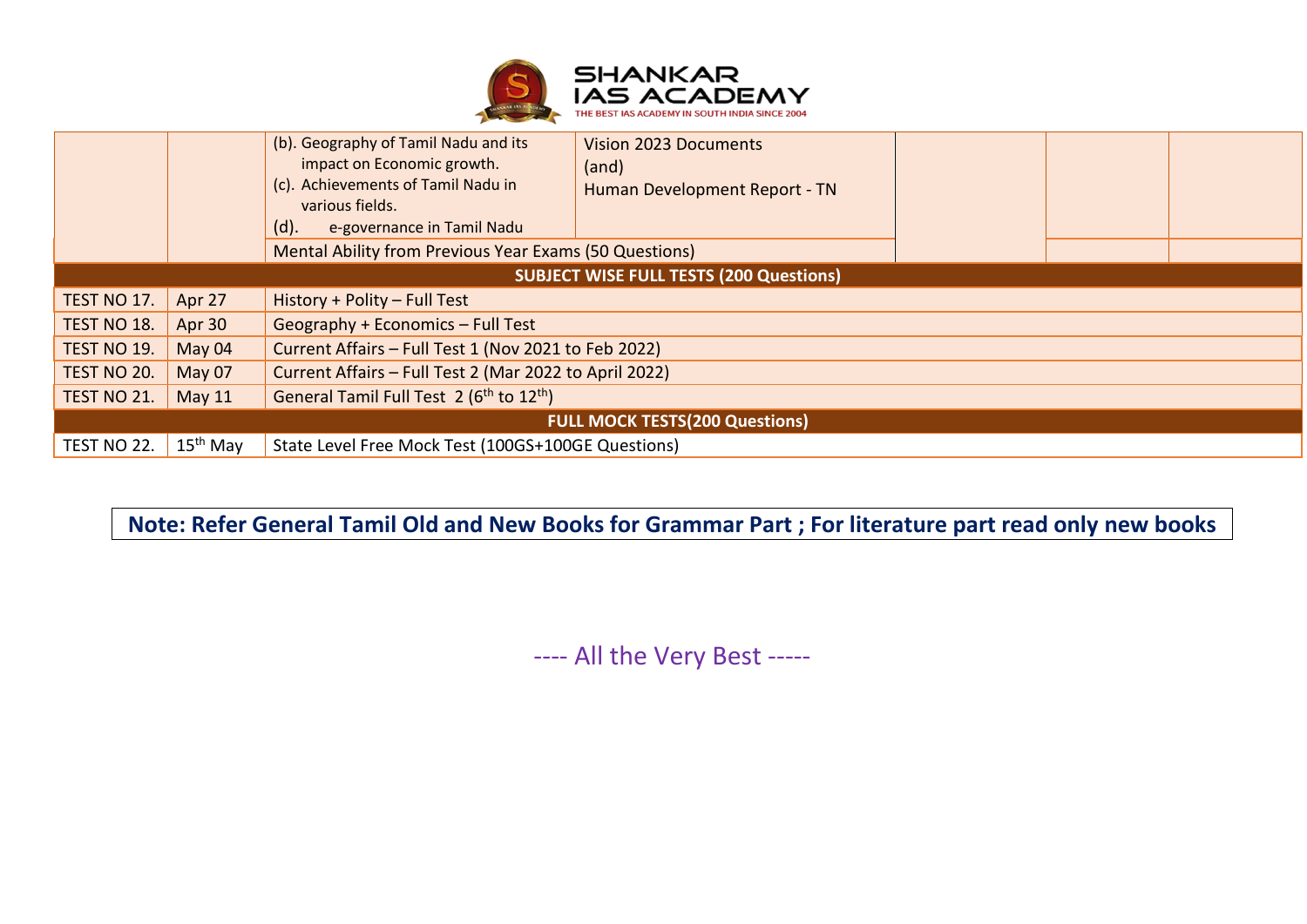| | | | | | | |
|---|---|---|---|---|---|---|
| | | (b). Geography of Tamil Nadu and its impact on Economic growth.<br>(c). Achievements of Tamil Nadu in various fields.<br>(d). e-governance in Tamil Nadu | Vision 2023 Documents<br>(and)<br>Human Development Report - TN | | | |
| | | Mental Ability from Previous Year Exams (50 Questions) | | | | |
| **SUBJECT WISE FULL TESTS (200 Questions)** | | | | | | |
| TEST NO 17. | Apr 27 | History + Polity – Full Test | | | | |
| TEST NO 18. | Apr 30 | Geography + Economics – Full Test | | | | |
| TEST NO 19. | May 04 | Current Affairs – Full Test 1 (Nov 2021 to Feb 2022) | | | | |
| TEST NO 20. | May 07 | Current Affairs – Full Test 2 (Mar 2022 to April 2022) | | | | |
| TEST NO 21. | May 11 | General Tamil Full Test 2 (6th to 12th) | | | | |
| **FULL MOCK TESTS(200 Questions)** | | | | | | |
| TEST NO 22. | 15th May | State Level Free Mock Test (100GS+100GE Questions) | | | | |

**Note: Refer General Tamil Old and New Books for Grammar Part ; For literature part read only new books**

---- All the Very Best -----